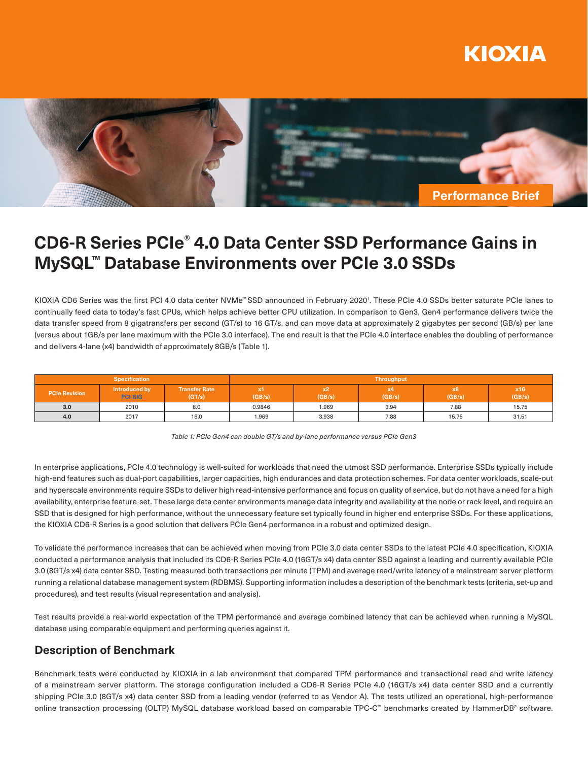KIOXIA

Performance Brief

# CD6-R Series PCIe® 4.0 Data Center SSD Performance Gains in MySQL™ Database Environments over PCIe 3.0 SSDs

KIOXIA CD6 Series was the first PCI 4.0 data center NVMe™ SSD announced in February 2020[1]. These PCIe 4.0 SSDs better saturate PCIe lanes to continually feed data to today's fast CPUs, which helps achieve better CPU utilization. In comparison to Gen3, Gen4 performance delivers twice the data transfer speed from 8 gigatransfers per second (GT/s) to 16 GT/s, and can move data at approximately 2 gigabytes per second (GB/s) per lane (versus about 1GB/s per lane maximum with the PCIe 3.0 interface). The end result is that the PCIe 4.0 interface enables the doubling of performance and delivers 4-lane (x4) bandwidth of approximately 8GB/s (Table 1).

| Specification | | | Throughput | | | | |
|---|---|---|---|---|---|---|---|
| PCIe Revision | Introduced by PCI-SIG | Transfer Rate (GT/s) | x1 (GB/s) | x2 (GB/s) | x4 (GB/s) | x8 (GB/s) | x16 (GB/s) |
| **3.0** | 2010 | 8.0 | 0.9846 | 1.969 | 3.94 | 7.88 | 15.75 |
| **4.0** | 2017 | 16.0 | 1.969 | 3.938 | 7.88 | 15.75 | 31.51 |

*Table 1: PCIe Gen4 can double GT/s and by-lane performance versus PCIe Gen3*

In enterprise applications, PCIe 4.0 technology is well-suited for workloads that need the utmost SSD performance. Enterprise SSDs typically include high-end features such as dual-port capabilities, larger capacities, high endurances and data protection schemes. For data center workloads, scale-out and hyperscale environments require SSDs to deliver high read-intensive performance and focus on quality of service, but do not have a need for a high availability, enterprise feature-set. These large data center environments manage data integrity and availability at the node or rack level, and require an SSD that is designed for high performance, without the unnecessary feature set typically found in higher end enterprise SSDs. For these applications, the KIOXIA CD6-R Series is a good solution that delivers PCIe Gen4 performance in a robust and optimized design.

To validate the performance increases that can be achieved when moving from PCIe 3.0 data center SSDs to the latest PCIe 4.0 specification, KIOXIA conducted a performance analysis that included its CD6-R Series PCIe 4.0 (16GT/s x4) data center SSD against a leading and currently available PCIe 3.0 (8GT/s x4) data center SSD. Testing measured both transactions per minute (TPM) and average read/write latency of a mainstream server platform running a relational database management system (RDBMS). Supporting information includes a description of the benchmark tests (criteria, set-up and procedures), and test results (visual representation and analysis).

Test results provide a real-world expectation of the TPM performance and average combined latency that can be achieved when running a MySQL database using comparable equipment and performing queries against it.

## Description of Benchmark

Benchmark tests were conducted by KIOXIA in a lab environment that compared TPM performance and transactional read and write latency of a mainstream server platform. The storage configuration included a CD6-R Series PCIe 4.0 (16GT/s x4) data center SSD and a currently shipping PCIe 3.0 (8GT/s x4) data center SSD from a leading vendor (referred to as Vendor A). The tests utilized an operational, high-performance online transaction processing (OLTP) MySQL database workload based on comparable TPC-C™ benchmarks created by HammerDB[2] software.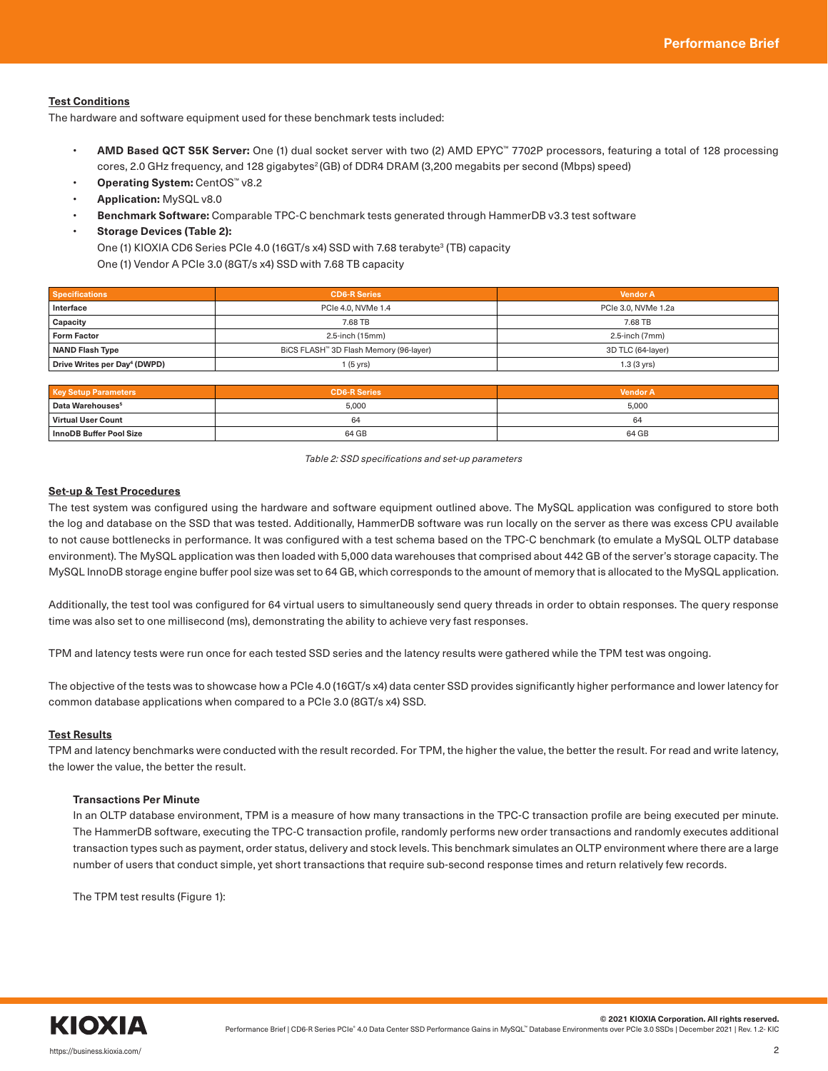## Test Conditions

The hardware and software equipment used for these benchmark tests included:

- **AMD Based QCT S5K Server:** One (1) dual socket server with two (2) AMD EPYC™ 7702P processors, featuring a total of 128 processing cores, 2.0 GHz frequency, and 128 gigabytes[2] (GB) of DDR4 DRAM (3,200 megabits per second (Mbps) speed)
- **Operating System:** CentOS™ v8.2
- **Application:** MySQL v8.0
- **Benchmark Software:** Comparable TPC-C benchmark tests generated through HammerDB v3.3 test software
- **Storage Devices (Table 2):**
  One (1) KIOXIA CD6 Series PCIe 4.0 (16GT/s x4) SSD with 7.68 terabyte[3] (TB) capacity
  One (1) Vendor A PCIe 3.0 (8GT/s x4) SSD with 7.68 TB capacity

| Specifications | CD6-R Series | Vendor A |
|---|---|---|
| Interface | PCIe 4.0, NVMe 1.4 | PCIe 3.0, NVMe 1.2a |
| Capacity | 7.68 TB | 7.68 TB |
| Form Factor | 2.5-inch (15mm) | 2.5-inch (7mm) |
| NAND Flash Type | BiCS FLASH™ 3D Flash Memory (96-layer) | 3D TLC (64-layer) |
| Drive Writes per Day[4] (DWPD) | 1 (5 yrs) | 1.3 (3 yrs) |

| Key Setup Parameters | CD6-R Series | Vendor A |
|---|---|---|
| Data Warehouses[5] | 5,000 | 5,000 |
| Virtual User Count | 64 | 64 |
| InnoDB Buffer Pool Size | 64 GB | 64 GB |

*Table 2: SSD specifications and set-up parameters*

## Set-up & Test Procedures

The test system was configured using the hardware and software equipment outlined above. The MySQL application was configured to store both the log and database on the SSD that was tested. Additionally, HammerDB software was run locally on the server as there was excess CPU available to not cause bottlenecks in performance. It was configured with a test schema based on the TPC-C benchmark (to emulate a MySQL OLTP database environment). The MySQL application was then loaded with 5,000 data warehouses that comprised about 442 GB of the server's storage capacity. The MySQL InnoDB storage engine buffer pool size was set to 64 GB, which corresponds to the amount of memory that is allocated to the MySQL application.

Additionally, the test tool was configured for 64 virtual users to simultaneously send query threads in order to obtain responses. The query response time was also set to one millisecond (ms), demonstrating the ability to achieve very fast responses.

TPM and latency tests were run once for each tested SSD series and the latency results were gathered while the TPM test was ongoing.

The objective of the tests was to showcase how a PCIe 4.0 (16GT/s x4) data center SSD provides significantly higher performance and lower latency for common database applications when compared to a PCIe 3.0 (8GT/s x4) SSD.

## Test Results

TPM and latency benchmarks were conducted with the result recorded. For TPM, the higher the value, the better the result. For read and write latency, the lower the value, the better the result.

### Transactions Per Minute

In an OLTP database environment, TPM is a measure of how many transactions in the TPC-C transaction profile are being executed per minute. The HammerDB software, executing the TPC-C transaction profile, randomly performs new order transactions and randomly executes additional transaction types such as payment, order status, delivery and stock levels. This benchmark simulates an OLTP environment where there are a large number of users that conduct simple, yet short transactions that require sub-second response times and return relatively few records.

The TPM test results (Figure 1):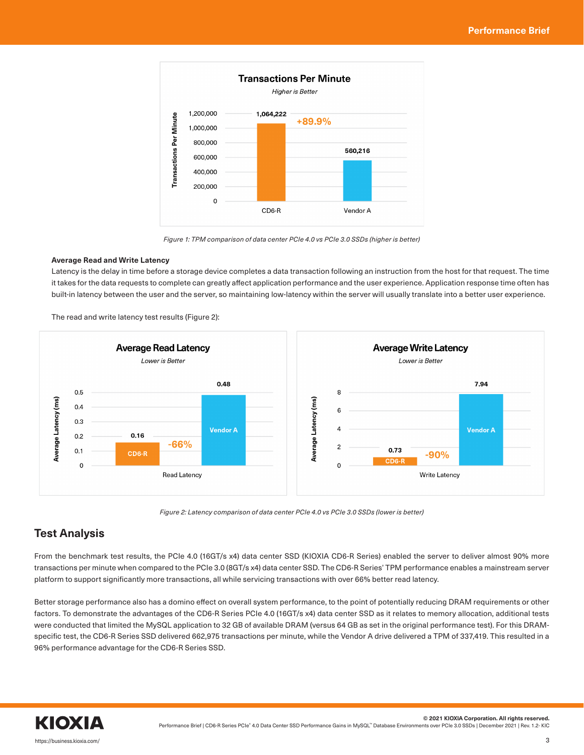Figure 1: TPM comparison of data center PCIe 4.0 vs PCIe 3.0 SSDs (higher is better)

**Average Read and Write Latency**

Latency is the delay in time before a storage device completes a data transaction following an instruction from the host for that request. The time it takes for the data requests to complete can greatly affect application performance and the user experience. Application response time often has built-in latency between the user and the server, so maintaining low-latency within the server will usually translate into a better user experience.

The read and write latency test results (Figure 2):

Figure 2: Latency comparison of data center PCIe 4.0 vs PCIe 3.0 SSDs (lower is better)

## Test Analysis

From the benchmark test results, the PCIe 4.0 (16GT/s x4) data center SSD (KIOXIA CD6-R Series) enabled the server to deliver almost 90% more transactions per minute when compared to the PCIe 3.0 (8GT/s x4) data center SSD. The CD6-R Series' TPM performance enables a mainstream server platform to support significantly more transactions, all while servicing transactions with over 66% better read latency.

Better storage performance also has a domino effect on overall system performance, to the point of potentially reducing DRAM requirements or other factors. To demonstrate the advantages of the CD6-R Series PCIe 4.0 (16GT/s x4) data center SSD as it relates to memory allocation, additional tests were conducted that limited the MySQL application to 32 GB of available DRAM (versus 64 GB as set in the original performance test). For this DRAM-specific test, the CD6-R Series SSD delivered 662,975 transactions per minute, while the Vendor A drive delivered a TPM of 337,419. This resulted in a 96% performance advantage for the CD6-R Series SSD.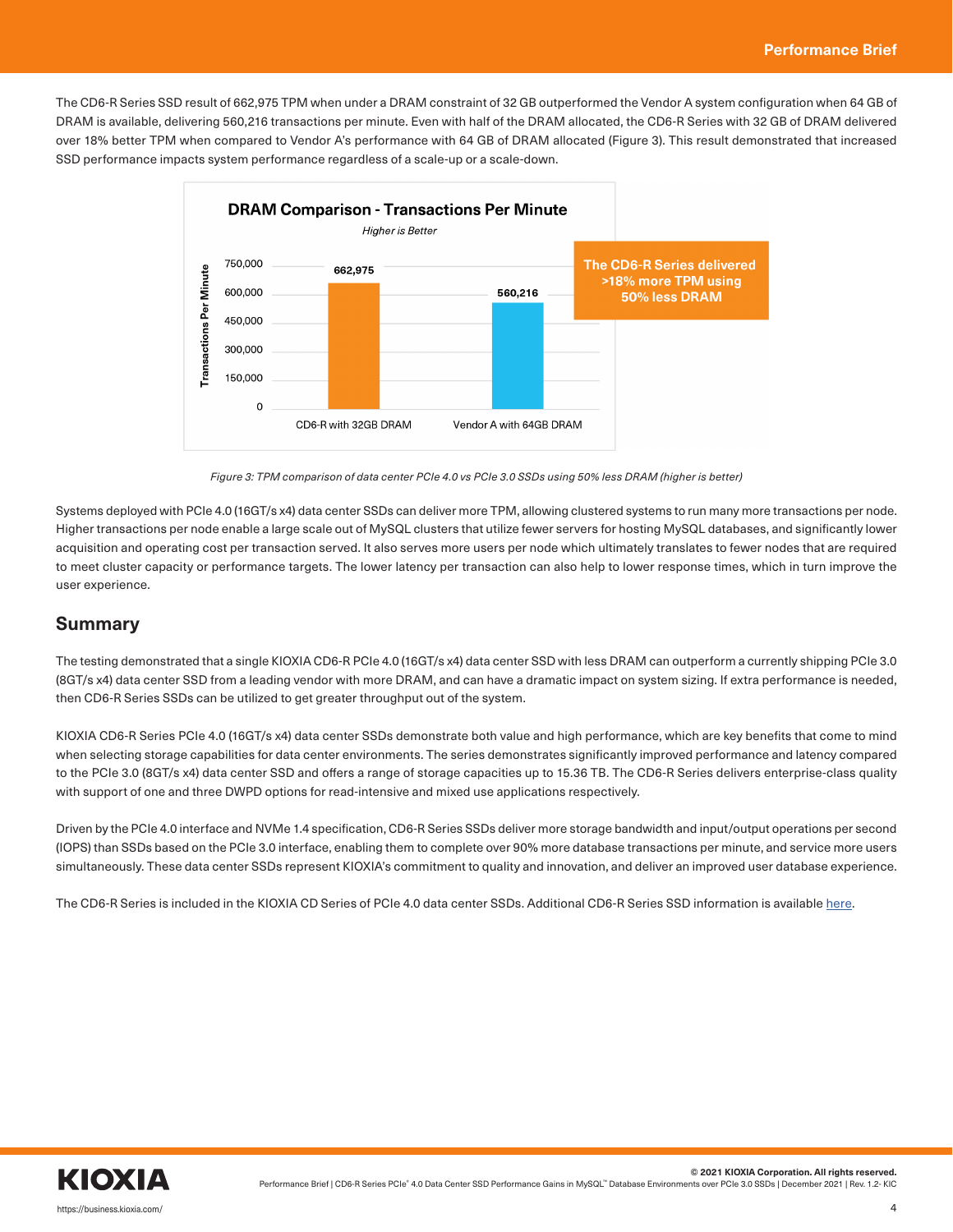The CD6-R Series SSD result of 662,975 TPM when under a DRAM constraint of 32 GB outperformed the Vendor A system configuration when 64 GB of DRAM is available, delivering 560,216 transactions per minute. Even with half of the DRAM allocated, the CD6-R Series with 32 GB of DRAM delivered over 18% better TPM when compared to Vendor A's performance with 64 GB of DRAM allocated (Figure 3). This result demonstrated that increased SSD performance impacts system performance regardless of a scale-up or a scale-down.

**DRAM Comparison - Transactions Per Minute**

*Higher is Better*

| Configuration | Transactions Per Minute |
| --- | --- |
| CD6-R with 32GB DRAM | 662,975 |
| Vendor A with 64GB DRAM | 560,216 |

**The CD6-R Series delivered >18% more TPM using 50% less DRAM**

*Figure 3: TPM comparison of data center PCIe 4.0 vs PCIe 3.0 SSDs using 50% less DRAM (higher is better)*

Systems deployed with PCIe 4.0 (16GT/s x4) data center SSDs can deliver more TPM, allowing clustered systems to run many more transactions per node. Higher transactions per node enable a large scale out of MySQL clusters that utilize fewer servers for hosting MySQL databases, and significantly lower acquisition and operating cost per transaction served. It also serves more users per node which ultimately translates to fewer nodes that are required to meet cluster capacity or performance targets. The lower latency per transaction can also help to lower response times, which in turn improve the user experience.

## Summary

The testing demonstrated that a single KIOXIA CD6-R PCIe 4.0 (16GT/s x4) data center SSD with less DRAM can outperform a currently shipping PCIe 3.0 (8GT/s x4) data center SSD from a leading vendor with more DRAM, and can have a dramatic impact on system sizing. If extra performance is needed, then CD6-R Series SSDs can be utilized to get greater throughput out of the system.

KIOXIA CD6-R Series PCIe 4.0 (16GT/s x4) data center SSDs demonstrate both value and high performance, which are key benefits that come to mind when selecting storage capabilities for data center environments. The series demonstrates significantly improved performance and latency compared to the PCIe 3.0 (8GT/s x4) data center SSD and offers a range of storage capacities up to 15.36 TB. The CD6-R Series delivers enterprise-class quality with support of one and three DWPD options for read-intensive and mixed use applications respectively.

Driven by the PCIe 4.0 interface and NVMe 1.4 specification, CD6-R Series SSDs deliver more storage bandwidth and input/output operations per second (IOPS) than SSDs based on the PCIe 3.0 interface, enabling them to complete over 90% more database transactions per minute, and service more users simultaneously. These data center SSDs represent KIOXIA's commitment to quality and innovation, and deliver an improved user database experience.

The CD6-R Series is included in the KIOXIA CD Series of PCIe 4.0 data center SSDs. Additional CD6-R Series SSD information is available here.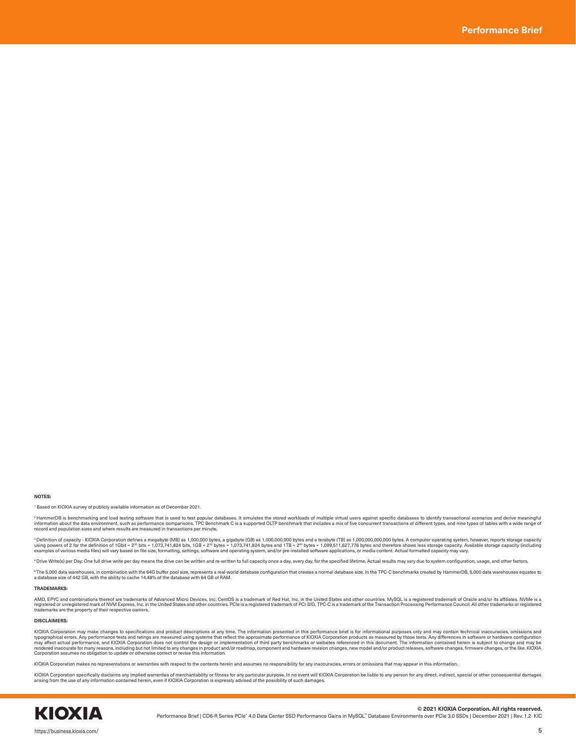**NOTES:**

[1] Based on KIOXIA survey of publicly available information as of December 2021.

[2] HammerDB is benchmarking and load testing software that is used to test popular databases. It simulates the stored workloads of multiple virtual users against specific databases to identify transactional scenarios and derive meaningful information about the data environment, such as performance comparisons. TPC Benchmark C is a supported OLTP benchmark that includes a mix of five concurrent transactions of different types, and nine types of tables with a wide range of record and population sizes and where results are measured in transactions per minute.

[3] Definition of capacity - KIOXIA Corporation defines a megabyte (MB) as 1,000,000 bytes, a gigabyte (GB) as 1,000,000,000 bytes and a terabyte (TB) as 1,000,000,000,000 bytes. A computer operating system, however, reports storage capacity using powers of 2 for the definition of 1Gbit = $2^{30}$ bits = 1,073,741,824 bits, 1GB = $2^{30}$ bytes = 1,073,741,824 bytes and 1TB = $2^{40}$ bytes = 1,099,511,627,776 bytes and therefore shows less storage capacity. Available storage capacity (including examples of various media files) will vary based on file size, formatting, settings, software and operating system, and/or pre-installed software applications, or media content. Actual formatted capacity may vary.

[4] Drive Write(s) per Day: One full drive write per day means the drive can be written and re-written to full capacity once a day, every day, for the specified lifetime. Actual results may vary due to system configuration, usage, and other factors.

[5] The 5,000 data warehouses, in combination with the 64G buffer pool size, represents a real-world database configuration that creates a normal database size. In the TPC-C benchmarks created by HammerDB, 5,000 data warehouses equates to a database size of 442 GB, with the ability to cache 14.48% of the database with 64 GB of RAM.

**TRADEMARKS:**

AMD, EPYC and combinations thereof are trademarks of Advanced Micro Devices, Inc. CentOS is a trademark of Red Hat, Inc. in the United States and other countries. MySQL is a registered trademark of Oracle and/or its affiliates. NVMe is a registered or unregistered mark of NVM Express, Inc. in the United States and other countries. PCIe is a registered trademark of PCI-SIG. TPC-C is a trademark of the Transaction Processing Performance Council. All other trademarks or registered trademarks are the property of their respective owners.

**DISCLAIMERS:**

KIOXIA Corporation may make changes to specifications and product descriptions at any time. The information presented in this performance brief is for informational purposes only and may contain technical inaccuracies, omissions and typographical errors. Any performance tests and ratings are measured using systems that reflect the approximate performance of KIOXIA Corporation products as measured by those tests. Any differences in software or hardware configuration may affect actual performance, and KIOXIA Corporation does not control the design or implementation of third party benchmarks or websites referenced in this document. The information contained herein is subject to change and may be rendered inaccurate for many reasons, including but not limited to any changes in product and/or roadmap, component and hardware revision changes, new model and/or product releases, software changes, firmware changes, or the like. KIOXIA Corporation assumes no obligation to update or otherwise correct or revise this information.

KIOXIA Corporation makes no representations or warranties with respect to the contents herein and assumes no responsibility for any inaccuracies, errors or omissions that may appear in this information.

KIOXIA Corporation specifically disclaims any implied warranties of merchantability or fitness for any particular purpose. In no event will KIOXIA Corporation be liable to any person for any direct, indirect, special or other consequential damages arising from the use of any information contained herein, even if KIOXIA Corporation is expressly advised of the possibility of such damages.

**© 2021 KIOXIA Corporation. All rights reserved.**

https://business.kioxia.com/